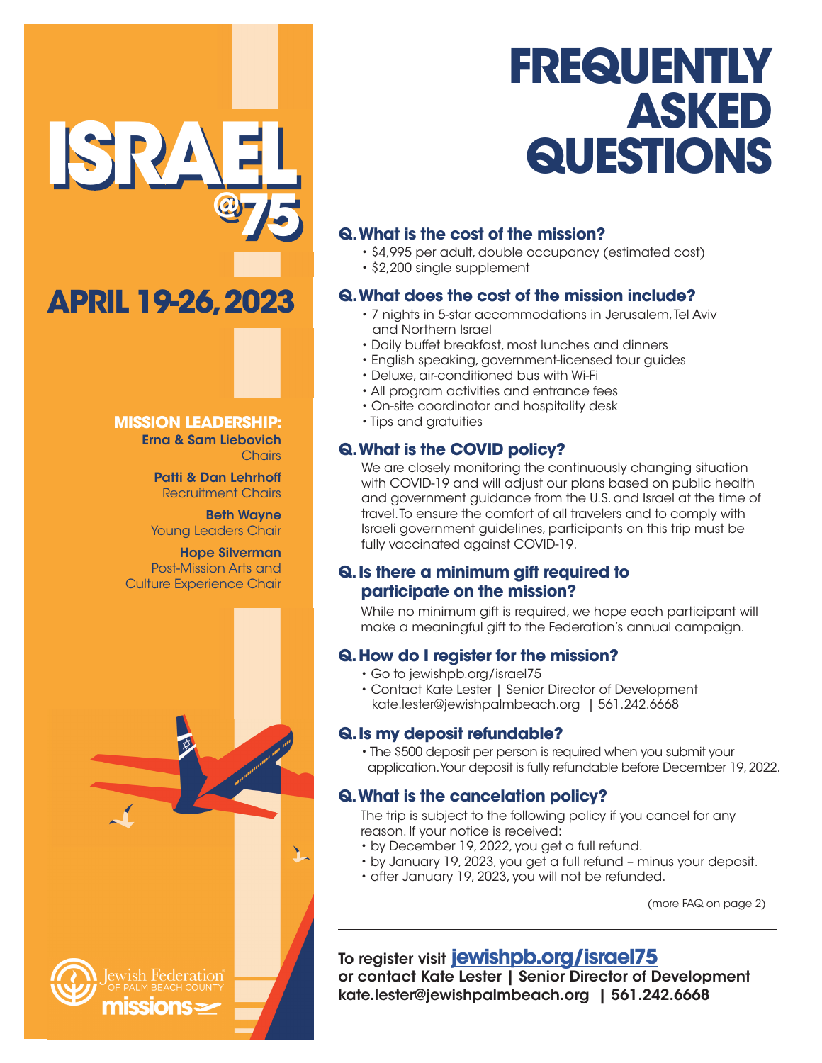# ISRAEL @75

## APRIL 19-26, 2023

**MISSION LEADERSHIP:**

**Erna & Sam Liebovich**
Chairs

**Patti & Dan Lehrhoff**
Recruitment Chairs

**Beth Wayne**
Young Leaders Chair

**Hope Silverman**
Post-Mission Arts and Culture Experience Chair

Jewish Federation OF PALM BEACH COUNTY missions

# FREQUENTLY ASKED QUESTIONS

### Q. What is the cost of the mission?

- $4,995 per adult, double occupancy (estimated cost)
- $2,200 single supplement

### Q. What does the cost of the mission include?

- 7 nights in 5-star accommodations in Jerusalem, Tel Aviv and Northern Israel
- Daily buffet breakfast, most lunches and dinners
- English speaking, government-licensed tour guides
- Deluxe, air-conditioned bus with Wi-Fi
- All program activities and entrance fees
- On-site coordinator and hospitality desk
- Tips and gratuities

### Q. What is the COVID policy?

We are closely monitoring the continuously changing situation with COVID-19 and will adjust our plans based on public health and government guidance from the U.S. and Israel at the time of travel. To ensure the comfort of all travelers and to comply with Israeli government guidelines, participants on this trip must be fully vaccinated against COVID-19.

### Q. Is there a minimum gift required to participate on the mission?

While no minimum gift is required, we hope each participant will make a meaningful gift to the Federation's annual campaign.

### Q. How do I register for the mission?

- Go to jewishpb.org/israel75
- Contact Kate Lester | Senior Director of Development
  kate.lester@jewishpalmbeach.org | 561.242.6668

### Q. Is my deposit refundable?

- The $500 deposit per person is required when you submit your application. Your deposit is fully refundable before December 19, 2022.

### Q. What is the cancelation policy?

The trip is subject to the following policy if you cancel for any reason. If your notice is received:

- by December 19, 2022, you get a full refund.
- by January 19, 2023, you get a full refund – minus your deposit.
- after January 19, 2023, you will not be refunded.

(more FAQ on page 2)

---

To register visit **jewishpb.org/israel75**
**or contact Kate Lester | Senior Director of Development**
**kate.lester@jewishpalmbeach.org | 561.242.6668**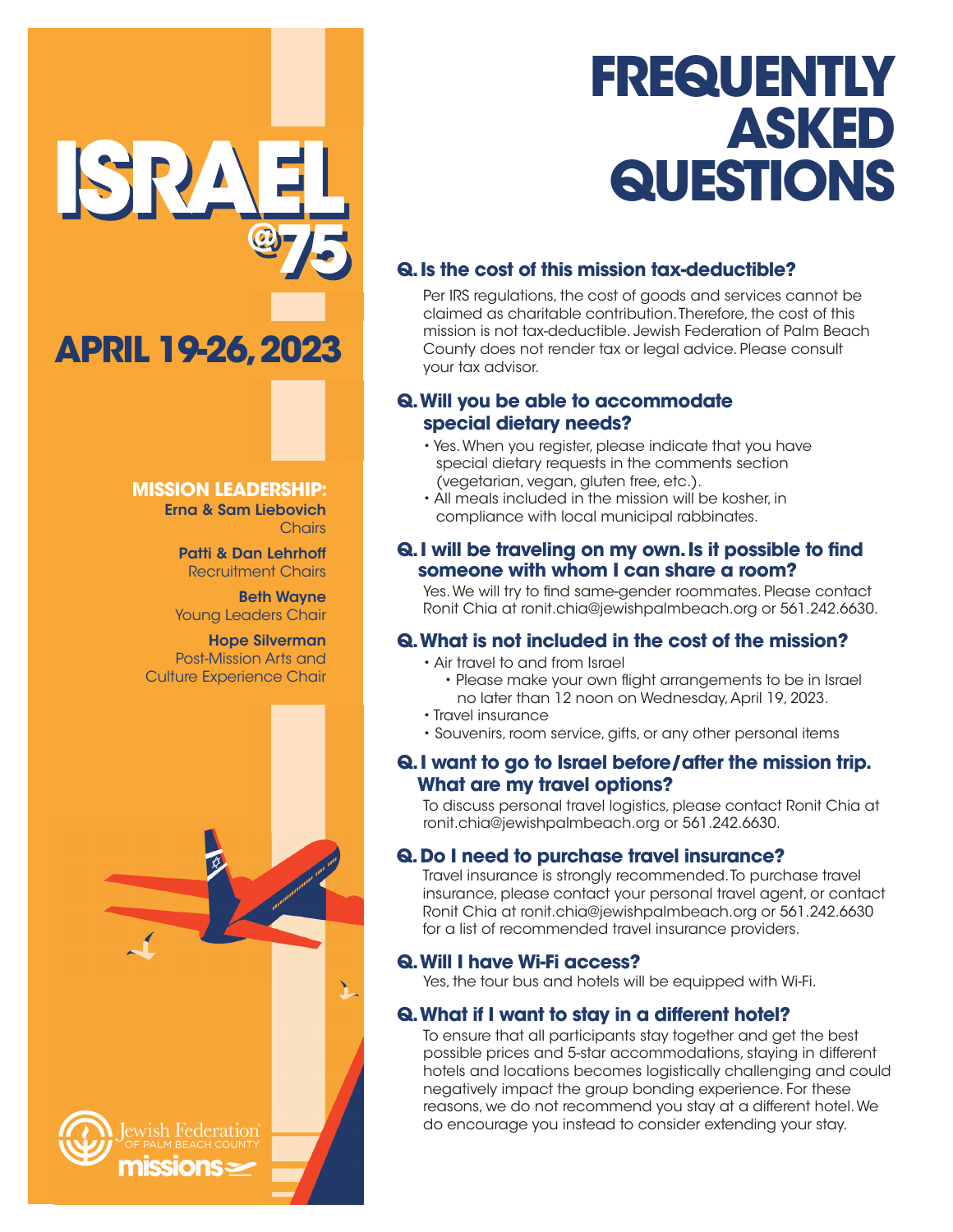# ISRAEL @75

## APRIL 19-26, 2023

**MISSION LEADERSHIP:**

**Erna & Sam Liebovich**
Chairs

**Patti & Dan Lehrhoff**
Recruitment Chairs

**Beth Wayne**
Young Leaders Chair

**Hope Silverman**
Post-Mission Arts and Culture Experience Chair

Jewish Federation of Palm Beach County
missions

# FREQUENTLY ASKED QUESTIONS

### Q. Is the cost of this mission tax-deductible?

Per IRS regulations, the cost of goods and services cannot be claimed as charitable contribution. Therefore, the cost of this mission is not tax-deductible. Jewish Federation of Palm Beach County does not render tax or legal advice. Please consult your tax advisor.

### Q. Will you be able to accommodate special dietary needs?

- Yes. When you register, please indicate that you have special dietary requests in the comments section (vegetarian, vegan, gluten free, etc.).
- All meals included in the mission will be kosher, in compliance with local municipal rabbinates.

### Q. I will be traveling on my own. Is it possible to find someone with whom I can share a room?

Yes. We will try to find same-gender roommates. Please contact Ronit Chia at ronit.chia@jewishpalmbeach.org or 561.242.6630.

### Q. What is not included in the cost of the mission?

- Air travel to and from Israel
  - Please make your own flight arrangements to be in Israel no later than 12 noon on Wednesday, April 19, 2023.
- Travel insurance
- Souvenirs, room service, gifts, or any other personal items

### Q. I want to go to Israel before/after the mission trip. What are my travel options?

To discuss personal travel logistics, please contact Ronit Chia at ronit.chia@jewishpalmbeach.org or 561.242.6630.

### Q. Do I need to purchase travel insurance?

Travel insurance is strongly recommended. To purchase travel insurance, please contact your personal travel agent, or contact Ronit Chia at ronit.chia@jewishpalmbeach.org or 561.242.6630 for a list of recommended travel insurance providers.

### Q. Will I have Wi-Fi access?

Yes, the tour bus and hotels will be equipped with Wi-Fi.

### Q. What if I want to stay in a different hotel?

To ensure that all participants stay together and get the best possible prices and 5-star accommodations, staying in different hotels and locations becomes logistically challenging and could negatively impact the group bonding experience. For these reasons, we do not recommend you stay at a different hotel. We do encourage you instead to consider extending your stay.